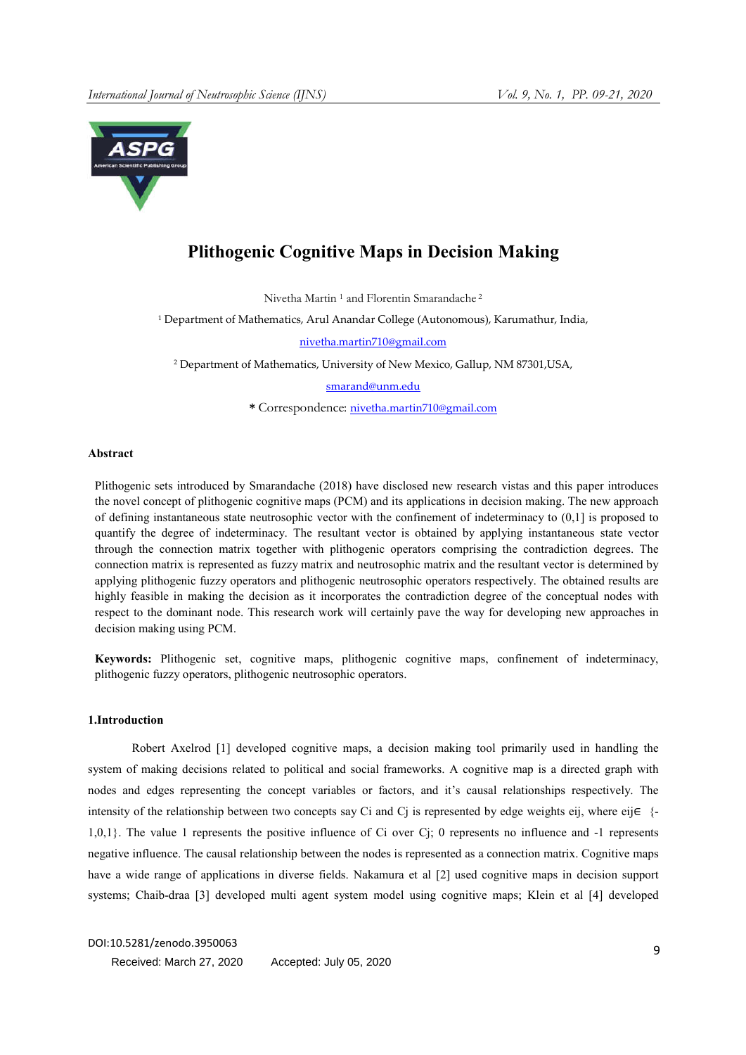# Plithogenic Cognitive Maps in Decision Making

Nivetha Martin [1] and Florentin Smarandache [2]

[1] Department of Mathematics, Arul Anandar College (Autonomous), Karumathur, India,

nivetha.martin710@gmail.com

[2] Department of Mathematics, University of New Mexico, Gallup, NM 87301,USA,

smarand@unm.edu

* Correspondence: nivetha.martin710@gmail.com

### Abstract

Plithogenic sets introduced by Smarandache (2018) have disclosed new research vistas and this paper introduces the novel concept of plithogenic cognitive maps (PCM) and its applications in decision making. The new approach of defining instantaneous state neutrosophic vector with the confinement of indeterminacy to (0,1] is proposed to quantify the degree of indeterminacy. The resultant vector is obtained by applying instantaneous state vector through the connection matrix together with plithogenic operators comprising the contradiction degrees. The connection matrix is represented as fuzzy matrix and neutrosophic matrix and the resultant vector is determined by applying plithogenic fuzzy operators and plithogenic neutrosophic operators respectively. The obtained results are highly feasible in making the decision as it incorporates the contradiction degree of the conceptual nodes with respect to the dominant node. This research work will certainly pave the way for developing new approaches in decision making using PCM.

**Keywords:** Plithogenic set, cognitive maps, plithogenic cognitive maps, confinement of indeterminacy, plithogenic fuzzy operators, plithogenic neutrosophic operators.

### 1.Introduction

Robert Axelrod [1] developed cognitive maps, a decision making tool primarily used in handling the system of making decisions related to political and social frameworks. A cognitive map is a directed graph with nodes and edges representing the concept variables or factors, and it's causal relationships respectively. The intensity of the relationship between two concepts say Ci and Cj is represented by edge weights eij, where eij∈ {-1,0,1}. The value 1 represents the positive influence of Ci over Cj; 0 represents no influence and -1 represents negative influence. The causal relationship between the nodes is represented as a connection matrix. Cognitive maps have a wide range of applications in diverse fields. Nakamura et al [2] used cognitive maps in decision support systems; Chaib-draa [3] developed multi agent system model using cognitive maps; Klein et al [4] developed

DOI:10.5281/zenodo.3950063

Received: March 27, 2020 Accepted: July 05, 2020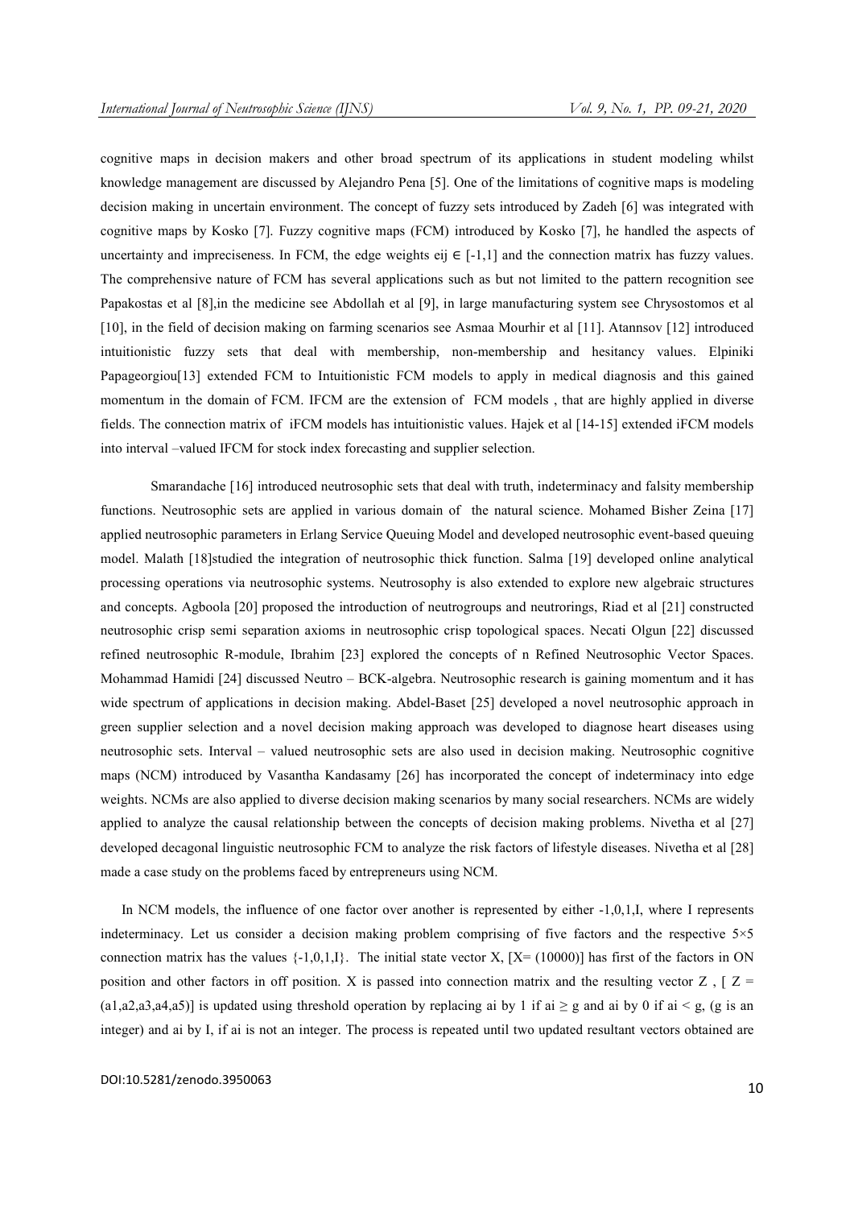cognitive maps in decision makers and other broad spectrum of its applications in student modeling whilst knowledge management are discussed by Alejandro Pena [5]. One of the limitations of cognitive maps is modeling decision making in uncertain environment. The concept of fuzzy sets introduced by Zadeh [6] was integrated with cognitive maps by Kosko [7]. Fuzzy cognitive maps (FCM) introduced by Kosko [7], he handled the aspects of uncertainty and impreciseness. In FCM, the edge weights $e_{ij} \in [-1,1]$ and the connection matrix has fuzzy values. The comprehensive nature of FCM has several applications such as but not limited to the pattern recognition see Papakostas et al [8],in the medicine see Abdollah et al [9], in large manufacturing system see Chrysostomos et al [10], in the field of decision making on farming scenarios see Asmaa Mourhir et al [11]. Atannsov [12] introduced intuitionistic fuzzy sets that deal with membership, non-membership and hesitancy values. Elpiniki Papageorgiou[13] extended FCM to Intuitionistic FCM models to apply in medical diagnosis and this gained momentum in the domain of FCM. IFCM are the extension of FCM models , that are highly applied in diverse fields. The connection matrix of iFCM models has intuitionistic values. Hajek et al [14-15] extended iFCM models into interval –valued IFCM for stock index forecasting and supplier selection.

Smarandache [16] introduced neutrosophic sets that deal with truth, indeterminacy and falsity membership functions. Neutrosophic sets are applied in various domain of the natural science. Mohamed Bisher Zeina [17] applied neutrosophic parameters in Erlang Service Queuing Model and developed neutrosophic event-based queuing model. Malath [18]studied the integration of neutrosophic thick function. Salma [19] developed online analytical processing operations via neutrosophic systems. Neutrosophy is also extended to explore new algebraic structures and concepts. Agboola [20] proposed the introduction of neutrogroups and neutrorings, Riad et al [21] constructed neutrosophic crisp semi separation axioms in neutrosophic crisp topological spaces. Necati Olgun [22] discussed refined neutrosophic R-module, Ibrahim [23] explored the concepts of n Refined Neutrosophic Vector Spaces. Mohammad Hamidi [24] discussed Neutro – BCK-algebra. Neutrosophic research is gaining momentum and it has wide spectrum of applications in decision making. Abdel-Baset [25] developed a novel neutrosophic approach in green supplier selection and a novel decision making approach was developed to diagnose heart diseases using neutrosophic sets. Interval – valued neutrosophic sets are also used in decision making. Neutrosophic cognitive maps (NCM) introduced by Vasantha Kandasamy [26] has incorporated the concept of indeterminacy into edge weights. NCMs are also applied to diverse decision making scenarios by many social researchers. NCMs are widely applied to analyze the causal relationship between the concepts of decision making problems. Nivetha et al [27] developed decagonal linguistic neutrosophic FCM to analyze the risk factors of lifestyle diseases. Nivetha et al [28] made a case study on the problems faced by entrepreneurs using NCM.

In NCM models, the influence of one factor over another is represented by either -1,0,1,I, where I represents indeterminacy. Let us consider a decision making problem comprising of five factors and the respective $5\times5$ connection matrix has the values $\{-1,0,1,I\}$. The initial state vector X, [X= (10000)] has first of the factors in ON position and other factors in off position. X is passed into connection matrix and the resulting vector Z , [ $Z = (a_1,a_2,a_3,a_4,a_5)$] is updated using threshold operation by replacing $a_i$ by 1 if $a_i \geq g$ and $a_i$ by 0 if $a_i < g$, (g is an integer) and $a_i$ by I, if $a_i$ is not an integer. The process is repeated until two updated resultant vectors obtained are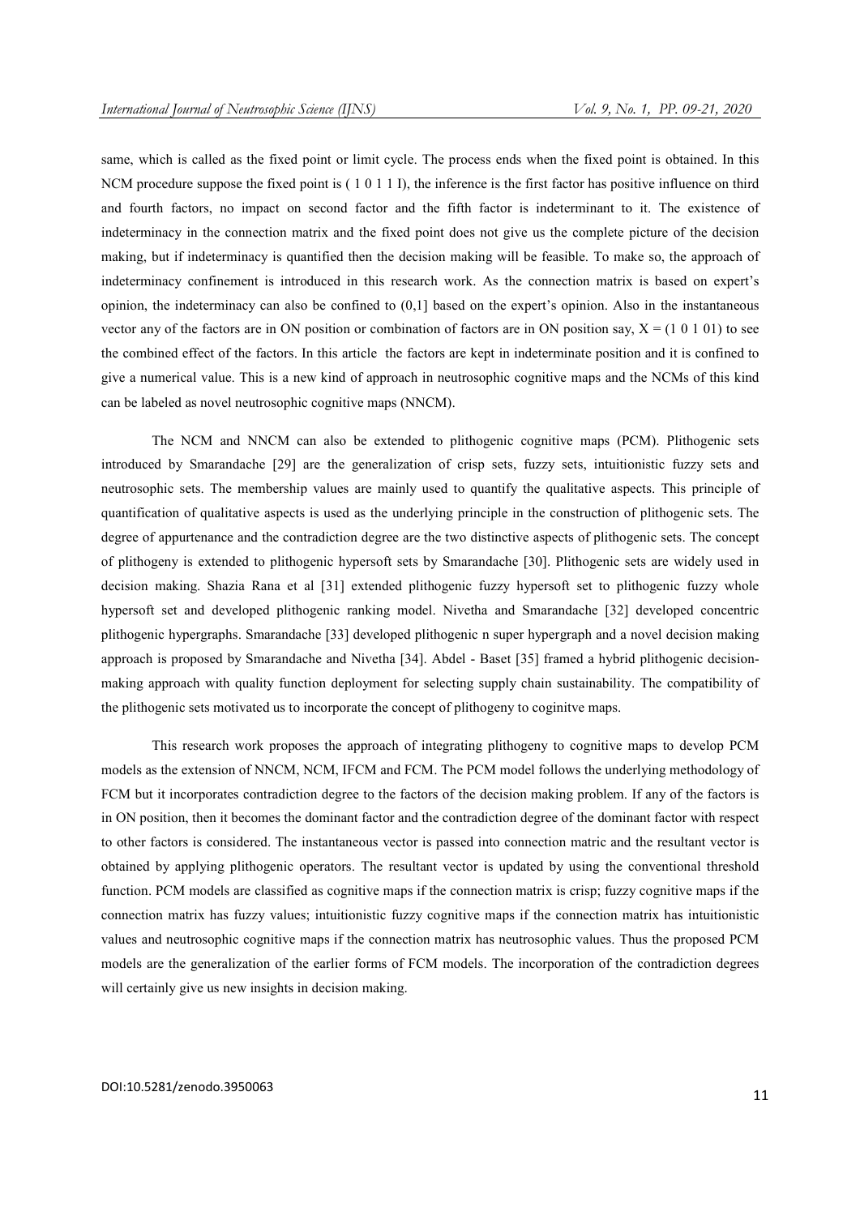same, which is called as the fixed point or limit cycle. The process ends when the fixed point is obtained. In this NCM procedure suppose the fixed point is ( 1 0 1 1 I), the inference is the first factor has positive influence on third and fourth factors, no impact on second factor and the fifth factor is indeterminant to it. The existence of indeterminacy in the connection matrix and the fixed point does not give us the complete picture of the decision making, but if indeterminacy is quantified then the decision making will be feasible. To make so, the approach of indeterminacy confinement is introduced in this research work. As the connection matrix is based on expert's opinion, the indeterminacy can also be confined to (0,1] based on the expert's opinion. Also in the instantaneous vector any of the factors are in ON position or combination of factors are in ON position say, X = (1 0 1 01) to see the combined effect of the factors. In this article the factors are kept in indeterminate position and it is confined to give a numerical value. This is a new kind of approach in neutrosophic cognitive maps and the NCMs of this kind can be labeled as novel neutrosophic cognitive maps (NNCM).

The NCM and NNCM can also be extended to plithogenic cognitive maps (PCM). Plithogenic sets introduced by Smarandache [29] are the generalization of crisp sets, fuzzy sets, intuitionistic fuzzy sets and neutrosophic sets. The membership values are mainly used to quantify the qualitative aspects. This principle of quantification of qualitative aspects is used as the underlying principle in the construction of plithogenic sets. The degree of appurtenance and the contradiction degree are the two distinctive aspects of plithogenic sets. The concept of plithogeny is extended to plithogenic hypersoft sets by Smarandache [30]. Plithogenic sets are widely used in decision making. Shazia Rana et al [31] extended plithogenic fuzzy hypersoft set to plithogenic fuzzy whole hypersoft set and developed plithogenic ranking model. Nivetha and Smarandache [32] developed concentric plithogenic hypergraphs. Smarandache [33] developed plithogenic n super hypergraph and a novel decision making approach is proposed by Smarandache and Nivetha [34]. Abdel - Baset [35] framed a hybrid plithogenic decision-making approach with quality function deployment for selecting supply chain sustainability. The compatibility of the plithogenic sets motivated us to incorporate the concept of plithogeny to coginitve maps.

This research work proposes the approach of integrating plithogeny to cognitive maps to develop PCM models as the extension of NNCM, NCM, IFCM and FCM. The PCM model follows the underlying methodology of FCM but it incorporates contradiction degree to the factors of the decision making problem. If any of the factors is in ON position, then it becomes the dominant factor and the contradiction degree of the dominant factor with respect to other factors is considered. The instantaneous vector is passed into connection matric and the resultant vector is obtained by applying plithogenic operators. The resultant vector is updated by using the conventional threshold function. PCM models are classified as cognitive maps if the connection matrix is crisp; fuzzy cognitive maps if the connection matrix has fuzzy values; intuitionistic fuzzy cognitive maps if the connection matrix has intuitionistic values and neutrosophic cognitive maps if the connection matrix has neutrosophic values. Thus the proposed PCM models are the generalization of the earlier forms of FCM models. The incorporation of the contradiction degrees will certainly give us new insights in decision making.

DOI:10.5281/zenodo.3950063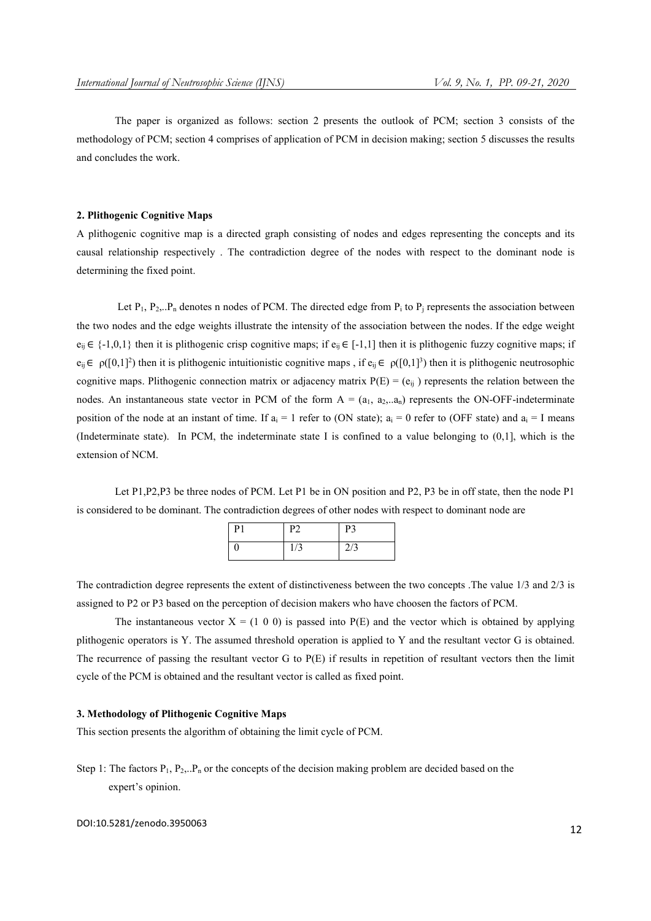The paper is organized as follows: section 2 presents the outlook of PCM; section 3 consists of the methodology of PCM; section 4 comprises of application of PCM in decision making; section 5 discusses the results and concludes the work.

## 2. Plithogenic Cognitive Maps

A plithogenic cognitive map is a directed graph consisting of nodes and edges representing the concepts and its causal relationship respectively . The contradiction degree of the nodes with respect to the dominant node is determining the fixed point.

Let $P_1$, $P_2$,..$P_n$ denotes n nodes of PCM. The directed edge from $P_i$ to $P_j$ represents the association between the two nodes and the edge weights illustrate the intensity of the association between the nodes. If the edge weight $e_{ij} \in \{-1,0,1\}$ then it is plithogenic crisp cognitive maps; if $e_{ij} \in [-1,1]$ then it is plithogenic fuzzy cognitive maps; if $e_{ij} \in \rho([0,1]^2)$ then it is plithogenic intuitionistic cognitive maps , if $e_{ij} \in \rho([0,1]^3)$ then it is plithogenic neutrosophic cognitive maps. Plithogenic connection matrix or adjacency matrix $P(E) = (e_{ij})$ represents the relation between the nodes. An instantaneous state vector in PCM of the form $A = (a_1, a_2,..a_n)$ represents the ON-OFF-indeterminate position of the node at an instant of time. If $a_i = 1$ refer to (ON state); $a_i = 0$ refer to (OFF state) and $a_i = I$ means (Indeterminate state). In PCM, the indeterminate state I is confined to a value belonging to (0,1], which is the extension of NCM.

Let P1,P2,P3 be three nodes of PCM. Let P1 be in ON position and P2, P3 be in off state, then the node P1 is considered to be dominant. The contradiction degrees of other nodes with respect to dominant node are

| P1 | P2 | P3 |
|---|---|---|
| 0 | 1/3 | 2/3 |

The contradiction degree represents the extent of distinctiveness between the two concepts .The value 1/3 and 2/3 is assigned to P2 or P3 based on the perception of decision makers who have choosen the factors of PCM.

The instantaneous vector $X = (1\ 0\ 0)$ is passed into P(E) and the vector which is obtained by applying plithogenic operators is Y. The assumed threshold operation is applied to Y and the resultant vector G is obtained. The recurrence of passing the resultant vector G to P(E) if results in repetition of resultant vectors then the limit cycle of the PCM is obtained and the resultant vector is called as fixed point.

## 3. Methodology of Plithogenic Cognitive Maps

This section presents the algorithm of obtaining the limit cycle of PCM.

Step 1: The factors $P_1$, $P_2$,..$P_n$ or the concepts of the decision making problem are decided based on the expert's opinion.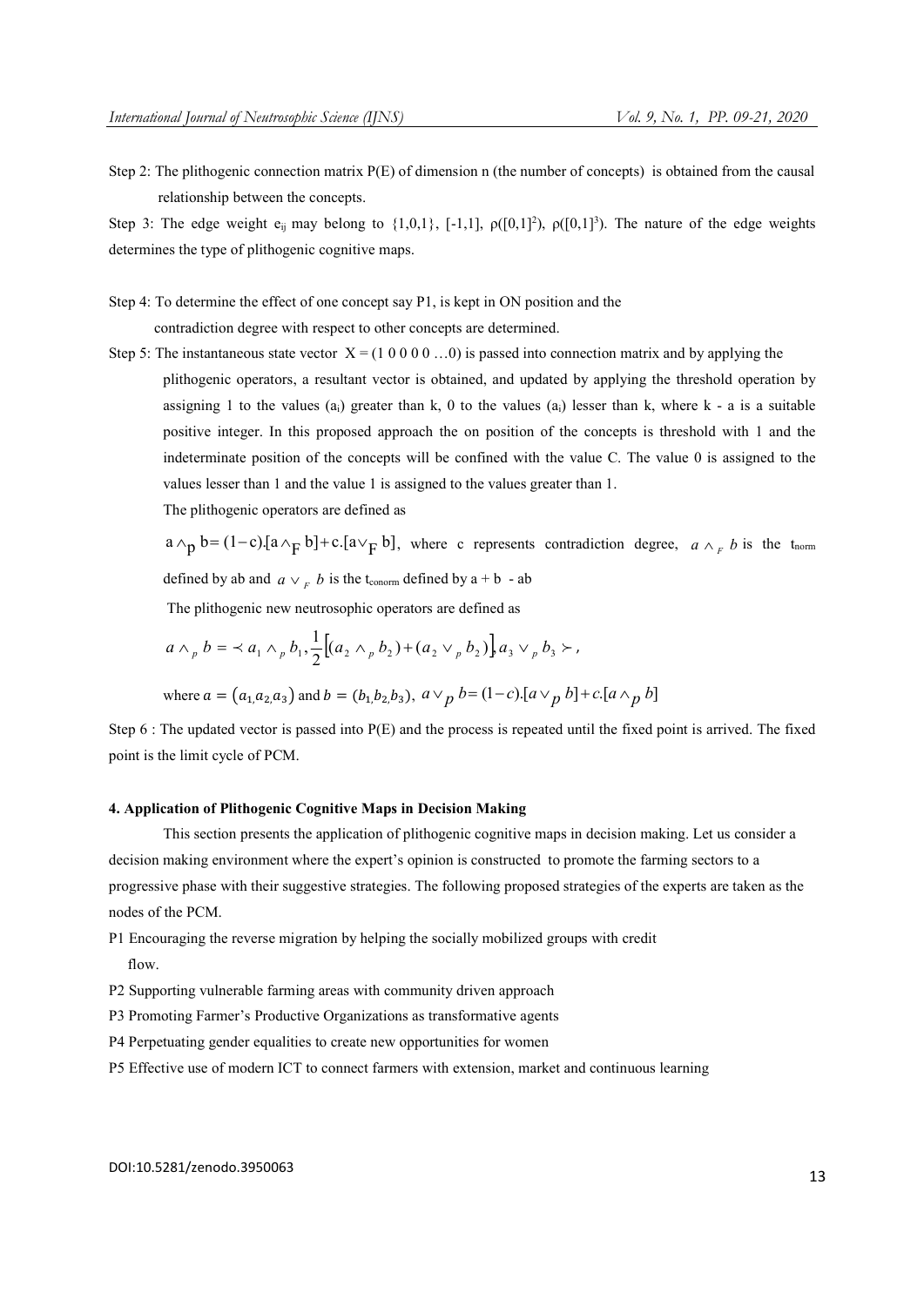Step 2: The plithogenic connection matrix P(E) of dimension n (the number of concepts) is obtained from the causal relationship between the concepts.

Step 3: The edge weight $e_{ij}$ may belong to {1,0,1}, [-1,1], $\rho([0,1]^2)$, $\rho([0,1]^3)$. The nature of the edge weights determines the type of plithogenic cognitive maps.

Step 4: To determine the effect of one concept say P1, is kept in ON position and the contradiction degree with respect to other concepts are determined.

Step 5: The instantaneous state vector X = (1 0 0 0 0 …0) is passed into connection matrix and by applying the plithogenic operators, a resultant vector is obtained, and updated by applying the threshold operation by assigning 1 to the values ($a_i$) greater than k, 0 to the values ($a_i$) lesser than k, where k - a is a suitable positive integer. In this proposed approach the on position of the concepts is threshold with 1 and the indeterminate position of the concepts will be confined with the value C. The value 0 is assigned to the values lesser than 1 and the value 1 is assigned to the values greater than 1.

The plithogenic operators are defined as

$a \wedge_p b = (1-c).[a \wedge_F b] + c.[a \vee_F b]$, where c represents contradiction degree, $a \wedge_F b$ is the $t_{norm}$ defined by ab and $a \vee_F b$ is the $t_{conorm}$ defined by a + b - ab

The plithogenic new neutrosophic operators are defined as

$$a \wedge_p b = \prec a_1 \wedge_p b_1, \frac{1}{2}\left[(a_2 \wedge_p b_2) + (a_2 \vee_p b_2)\right], a_3 \vee_p b_3 \succ,$$

where $a = (a_1, a_2, a_3)$ and $b = (b_1, b_2, b_3)$, $a \vee_p b = (1-c).[a \vee_p b] + c.[a \wedge_p b]$

Step 6 : The updated vector is passed into P(E) and the process is repeated until the fixed point is arrived. The fixed point is the limit cycle of PCM.

### 4. Application of Plithogenic Cognitive Maps in Decision Making

This section presents the application of plithogenic cognitive maps in decision making. Let us consider a decision making environment where the expert's opinion is constructed to promote the farming sectors to a progressive phase with their suggestive strategies. The following proposed strategies of the experts are taken as the nodes of the PCM.

P1 Encouraging the reverse migration by helping the socially mobilized groups with credit flow.

P2 Supporting vulnerable farming areas with community driven approach

P3 Promoting Farmer's Productive Organizations as transformative agents

P4 Perpetuating gender equalities to create new opportunities for women

P5 Effective use of modern ICT to connect farmers with extension, market and continuous learning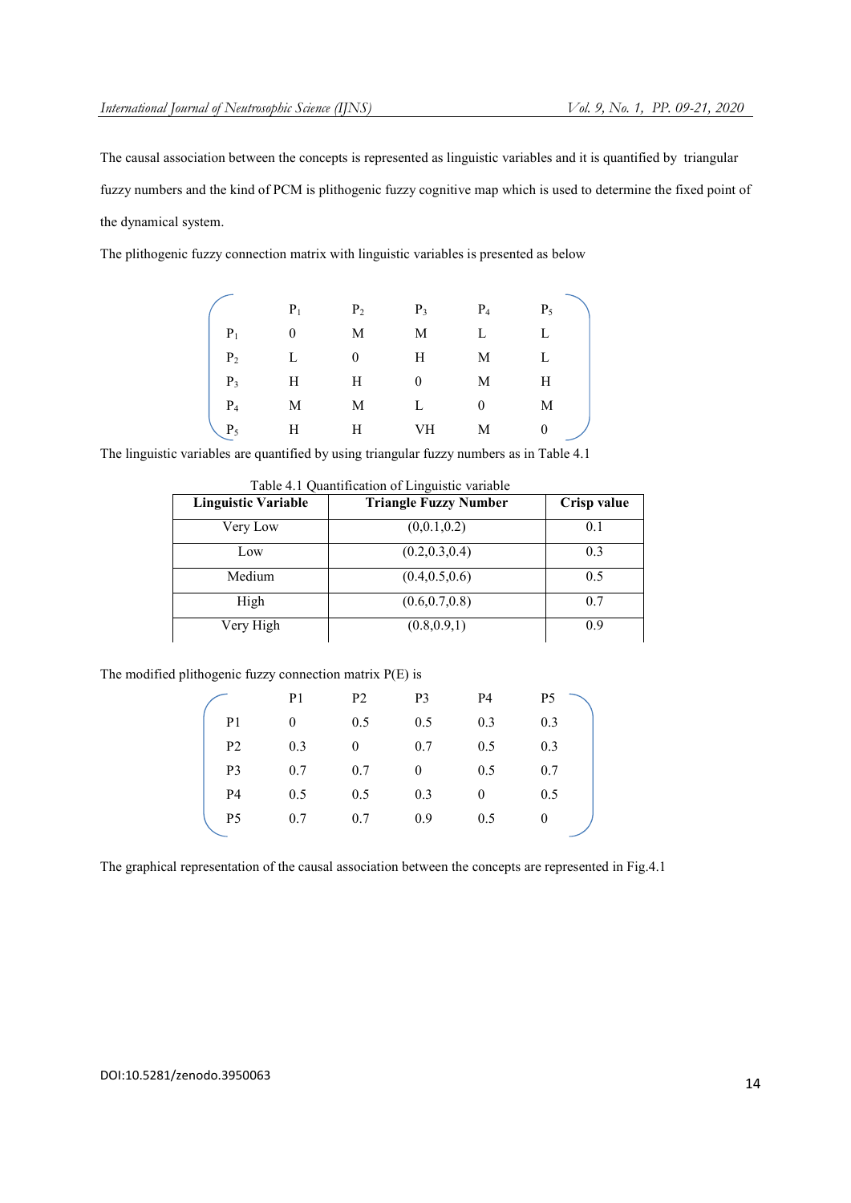The causal association between the concepts is represented as linguistic variables and it is quantified by triangular fuzzy numbers and the kind of PCM is plithogenic fuzzy cognitive map which is used to determine the fixed point of the dynamical system.

The plithogenic fuzzy connection matrix with linguistic variables is presented as below

$$
\begin{pmatrix}
 & P_1 & P_2 & P_3 & P_4 & P_5 \\
P_1 & 0 & M & M & L & L \\
P_2 & L & 0 & H & M & L \\
P_3 & H & H & 0 & M & H \\
P_4 & M & M & L & 0 & M \\
P_5 & H & H & VH & M & 0
\end{pmatrix}
$$

The linguistic variables are quantified by using triangular fuzzy numbers as in Table 4.1

Table 4.1 Quantification of Linguistic variable

| Linguistic Variable | Triangle Fuzzy Number | Crisp value |
|---|---|---|
| Very Low | (0,0.1,0.2) | 0.1 |
| Low | (0.2,0.3,0.4) | 0.3 |
| Medium | (0.4,0.5,0.6) | 0.5 |
| High | (0.6,0.7,0.8) | 0.7 |
| Very High | (0.8,0.9,1) | 0.9 |

The modified plithogenic fuzzy connection matrix P(E) is

$$
\begin{pmatrix}
 & P1 & P2 & P3 & P4 & P5 \\
P1 & 0 & 0.5 & 0.5 & 0.3 & 0.3 \\
P2 & 0.3 & 0 & 0.7 & 0.5 & 0.3 \\
P3 & 0.7 & 0.7 & 0 & 0.5 & 0.7 \\
P4 & 0.5 & 0.5 & 0.3 & 0 & 0.5 \\
P5 & 0.7 & 0.7 & 0.9 & 0.5 & 0
\end{pmatrix}
$$

The graphical representation of the causal association between the concepts are represented in Fig.4.1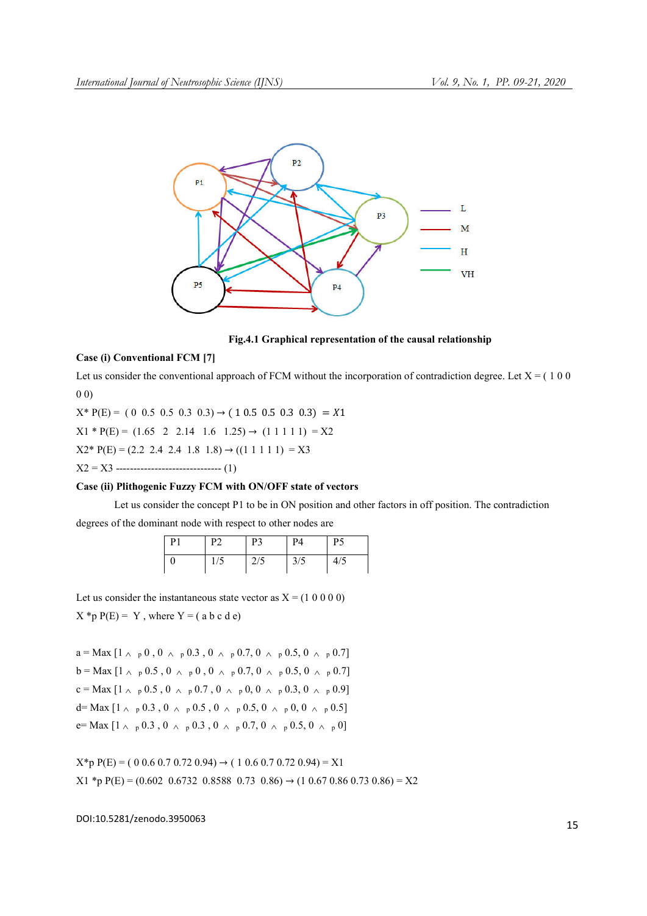P1

P2

P3

P4

P5

L

M

H

VH

**Fig.4.1 Graphical representation of the causal relationship**

**Case (i) Conventional FCM [7]**

Let us consider the conventional approach of FCM without the incorporation of contradiction degree. Let X = ( 1 0 0 0 0)

X* P(E) = ( 0 0.5 0.5 0.3 0.3) → ( 1 0.5 0.5 0.3 0.3) = $X1$

X1 * P(E) = (1.65 2 2.14 1.6 1.25) → (1 1 1 1 1) = X2

X2* P(E) = (2.2 2.4 2.4 1.8 1.8) → ((1 1 1 1 1) = X3

X2 = X3 ------------------------------- (1)

**Case (ii) Plithogenic Fuzzy FCM with ON/OFF state of vectors**

Let us consider the concept P1 to be in ON position and other factors in off position. The contradiction degrees of the dominant node with respect to other nodes are

| P1 | P2 | P3 | P4 | P5 |
|---|---|---|---|---|
| 0 | 1/5 | 2/5 | 3/5 | 4/5 |

Let us consider the instantaneous state vector as X = (1 0 0 0 0)

X *p P(E) = Y , where Y = ( a b c d e)

$a = \text{Max}\,[1 \wedge_p 0 , 0 \wedge_p 0.3 , 0 \wedge_p 0.7, 0 \wedge_p 0.5, 0 \wedge_p 0.7]$

$b = \text{Max}\,[1 \wedge_p 0.5 , 0 \wedge_p 0 , 0 \wedge_p 0.7, 0 \wedge_p 0.5, 0 \wedge_p 0.7]$

$c = \text{Max}\,[1 \wedge_p 0.5 , 0 \wedge_p 0.7 , 0 \wedge_p 0, 0 \wedge_p 0.3, 0 \wedge_p 0.9]$

$d = \text{Max}\,[1 \wedge_p 0.3 , 0 \wedge_p 0.5 , 0 \wedge_p 0.5, 0 \wedge_p 0, 0 \wedge_p 0.5]$

$e = \text{Max}\,[1 \wedge_p 0.3 , 0 \wedge_p 0.3 , 0 \wedge_p 0.7, 0 \wedge_p 0.5, 0 \wedge_p 0]$

X*p P(E) = ( 0 0.6 0.7 0.72 0.94) → ( 1 0.6 0.7 0.72 0.94) = X1

X1 *p P(E) = (0.602 0.6732 0.8588 0.73 0.86) → (1 0.67 0.86 0.73 0.86) = X2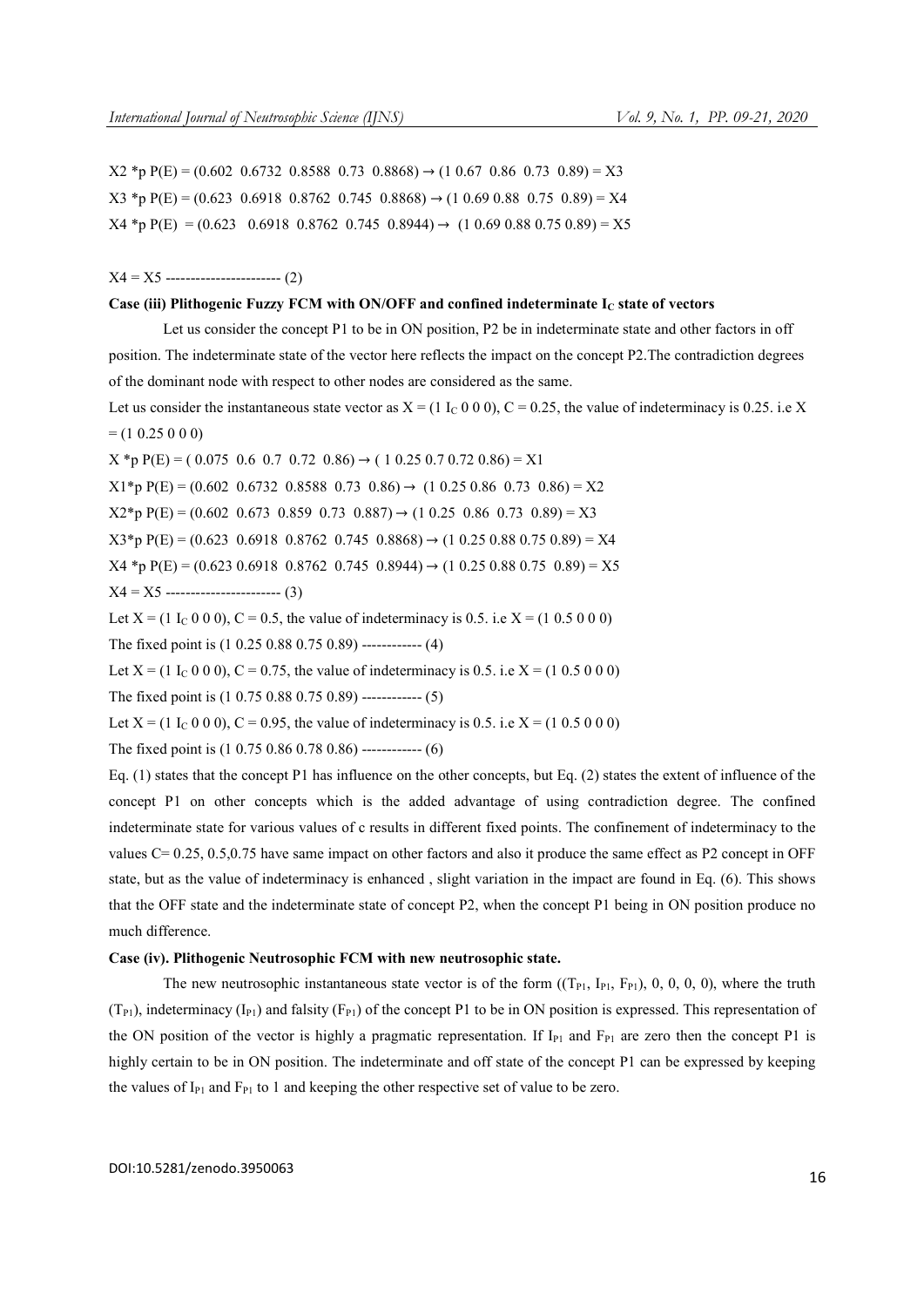$X2 *_p P(E) = (0.602 \;\; 0.6732 \;\; 0.8588 \;\; 0.73 \;\; 0.8868) \rightarrow (1 \; 0.67 \;\; 0.86 \;\; 0.73 \;\; 0.89) = X3$

$X3 *_p P(E) = (0.623 \;\; 0.6918 \;\; 0.8762 \;\; 0.745 \;\; 0.8868) \rightarrow (1 \; 0.69 \; 0.88 \;\; 0.75 \;\; 0.89) = X4$

$X4 *_p P(E) = (0.623 \;\; 0.6918 \;\; 0.8762 \;\; 0.745 \;\; 0.8944) \rightarrow (1 \; 0.69 \; 0.88 \; 0.75 \; 0.89) = X5$

X4 = X5 ----------------------- (2)

**Case (iii) Plithogenic Fuzzy FCM with ON/OFF and confined indeterminate $I_C$ state of vectors**

Let us consider the concept P1 to be in ON position, P2 be in indeterminate state and other factors in off position. The indeterminate state of the vector here reflects the impact on the concept P2.The contradiction degrees of the dominant node with respect to other nodes are considered as the same.

Let us consider the instantaneous state vector as $X = (1 \; I_C \; 0 \; 0 \; 0)$, C = 0.25, the value of indeterminacy is 0.25. i.e $X = (1 \; 0.25 \; 0 \; 0 \; 0)$

$X *_p P(E) = ( 0.075 \;\; 0.6 \;\; 0.7 \;\; 0.72 \;\; 0.86) \rightarrow ( 1 \; 0.25 \; 0.7 \; 0.72 \; 0.86) = X1$

$X1 *_p P(E) = (0.602 \;\; 0.6732 \;\; 0.8588 \;\; 0.73 \;\; 0.86) \rightarrow (1 \; 0.25 \; 0.86 \;\; 0.73 \;\; 0.86) = X2$

$X2 *_p P(E) = (0.602 \;\; 0.673 \;\; 0.859 \;\; 0.73 \;\; 0.887) \rightarrow (1 \; 0.25 \;\; 0.86 \;\; 0.73 \;\; 0.89) = X3$

$X3 *_p P(E) = (0.623 \;\; 0.6918 \;\; 0.8762 \;\; 0.745 \;\; 0.8868) \rightarrow (1 \; 0.25 \; 0.88 \; 0.75 \; 0.89) = X4$

$X4 *_p P(E) = (0.623 \; 0.6918 \;\; 0.8762 \;\; 0.745 \;\; 0.8944) \rightarrow (1 \; 0.25 \; 0.88 \; 0.75 \;\; 0.89) = X5$

X4 = X5 ----------------------- (3)

Let $X = (1 \; I_C \; 0 \; 0 \; 0)$, C = 0.5, the value of indeterminacy is 0.5. i.e $X = (1 \; 0.5 \; 0 \; 0 \; 0)$

The fixed point is (1 0.25 0.88 0.75 0.89) ------------ (4)

Let $X = (1 \; I_C \; 0 \; 0 \; 0)$, C = 0.75, the value of indeterminacy is 0.5. i.e $X = (1 \; 0.5 \; 0 \; 0 \; 0)$

The fixed point is (1 0.75 0.88 0.75 0.89) ------------ (5)

Let $X = (1 \; I_C \; 0 \; 0 \; 0)$, C = 0.95, the value of indeterminacy is 0.5. i.e $X = (1 \; 0.5 \; 0 \; 0 \; 0)$

The fixed point is (1 0.75 0.86 0.78 0.86) ------------ (6)

Eq. (1) states that the concept P1 has influence on the other concepts, but Eq. (2) states the extent of influence of the concept P1 on other concepts which is the added advantage of using contradiction degree. The confined indeterminate state for various values of c results in different fixed points. The confinement of indeterminacy to the values C= 0.25, 0.5,0.75 have same impact on other factors and also it produce the same effect as P2 concept in OFF state, but as the value of indeterminacy is enhanced , slight variation in the impact are found in Eq. (6). This shows that the OFF state and the indeterminate state of concept P2, when the concept P1 being in ON position produce no much difference.

**Case (iv). Plithogenic Neutrosophic FCM with new neutrosophic state.**

The new neutrosophic instantaneous state vector is of the form $((T_{P1}, I_{P1}, F_{P1}), 0, 0, 0, 0)$, where the truth $(T_{P1})$, indeterminacy $(I_{P1})$ and falsity $(F_{P1})$ of the concept P1 to be in ON position is expressed. This representation of the ON position of the vector is highly a pragmatic representation. If $I_{P1}$ and $F_{P1}$ are zero then the concept P1 is highly certain to be in ON position. The indeterminate and off state of the concept P1 can be expressed by keeping the values of $I_{P1}$ and $F_{P1}$ to 1 and keeping the other respective set of value to be zero.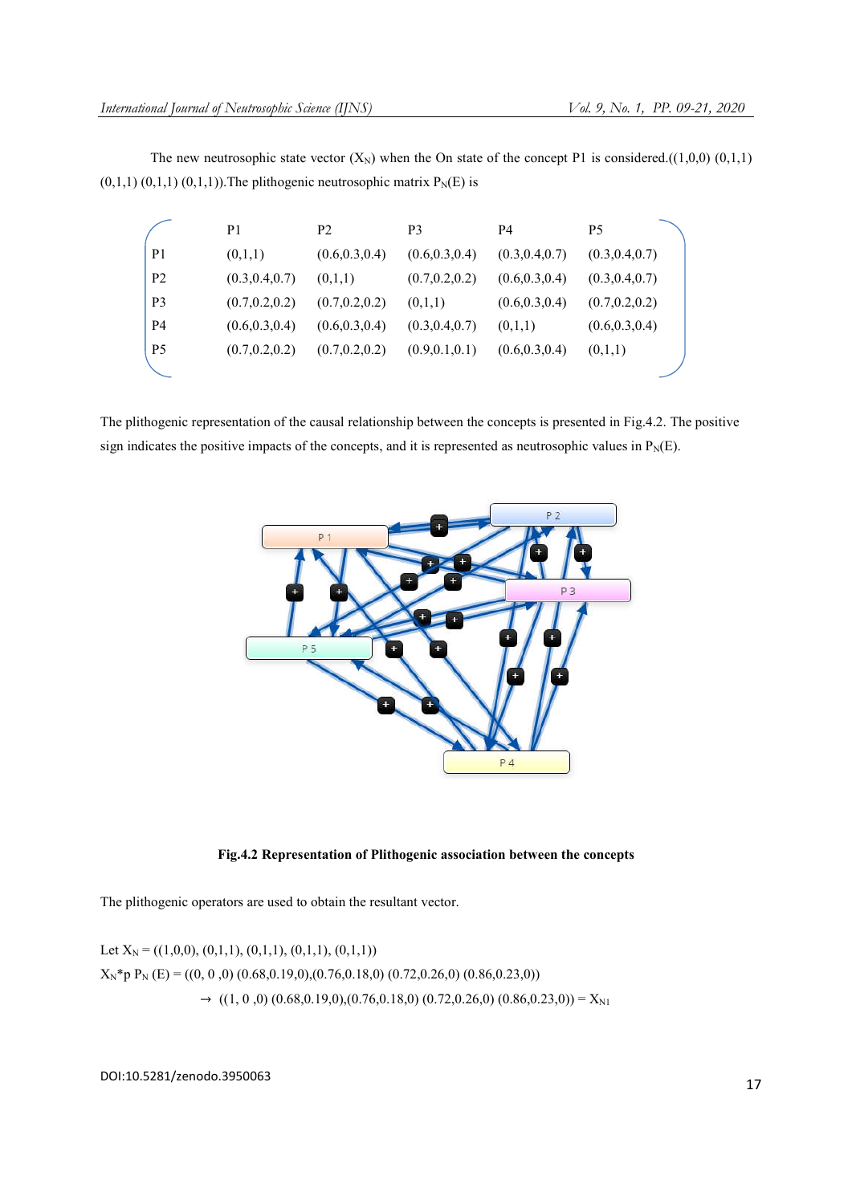The new neutrosophic state vector ($X_N$) when the On state of the concept P1 is considered.((1,0,0) (0,1,1) (0,1,1) (0,1,1) (0,1,1)).The plithogenic neutrosophic matrix $P_N(E)$ is

| | P1 | P2 | P3 | P4 | P5 |
|---|---|---|---|---|---|
| P1 | (0,1,1) | (0.6,0.3,0.4) | (0.6,0.3,0.4) | (0.3,0.4,0.7) | (0.3,0.4,0.7) |
| P2 | (0.3,0.4,0.7) | (0,1,1) | (0.7,0.2,0.2) | (0.6,0.3,0.4) | (0.3,0.4,0.7) |
| P3 | (0.7,0.2,0.2) | (0.7,0.2,0.2) | (0,1,1) | (0.6,0.3,0.4) | (0.7,0.2,0.2) |
| P4 | (0.6,0.3,0.4) | (0.6,0.3,0.4) | (0.3,0.4,0.7) | (0,1,1) | (0.6,0.3,0.4) |
| P5 | (0.7,0.2,0.2) | (0.7,0.2,0.2) | (0.9,0.1,0.1) | (0.6,0.3,0.4) | (0,1,1) |

The plithogenic representation of the causal relationship between the concepts is presented in Fig.4.2. The positive sign indicates the positive impacts of the concepts, and it is represented as neutrosophic values in $P_N(E)$.

P 1
P 2
P 3
P 4
P 5

**Fig.4.2 Representation of Plithogenic association between the concepts**

The plithogenic operators are used to obtain the resultant vector.

Let $X_N$ = ((1,0,0), (0,1,1), (0,1,1), (0,1,1), (0,1,1))

$X_N$\*p $P_N$ (E) = ((0, 0 ,0) (0.68,0.19,0),(0.76,0.18,0) (0.72,0.26,0) (0.86,0.23,0))

→ ((1, 0 ,0) (0.68,0.19,0),(0.76,0.18,0) (0.72,0.26,0) (0.86,0.23,0)) = $X_{N1}$

DOI:10.5281/zenodo.3950063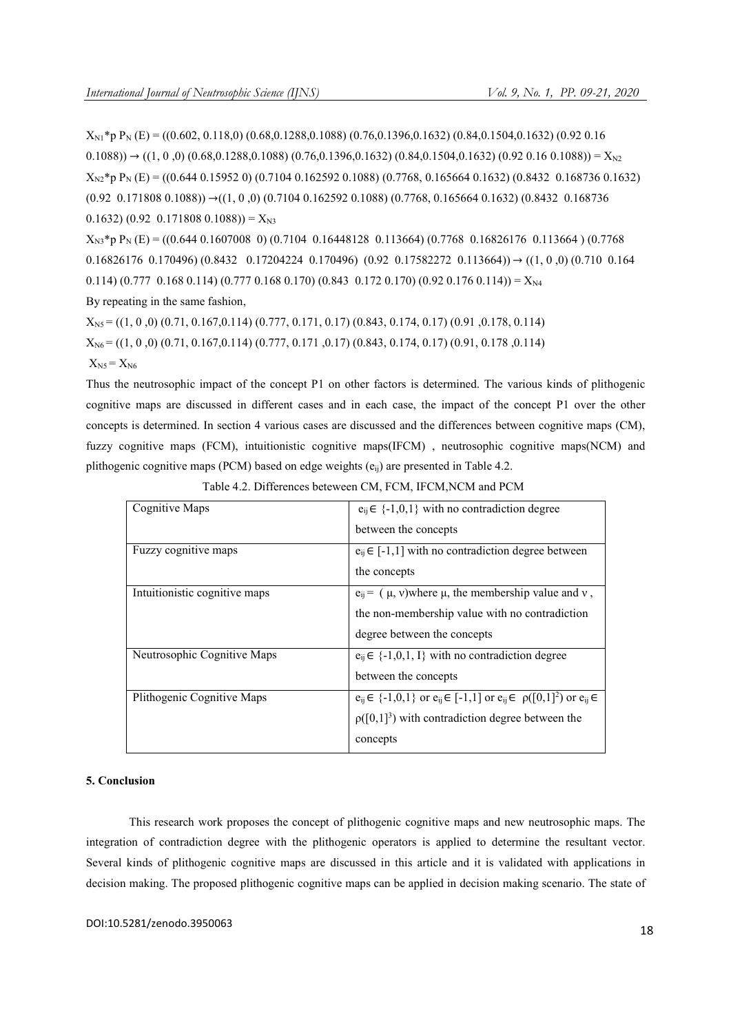$X_{N1}$*p $P_N$ (E) = ((0.602, 0.118,0) (0.68,0.1288,0.1088) (0.76,0.1396,0.1632) (0.84,0.1504,0.1632) (0.92 0.16 0.1088)) → ((1, 0 ,0) (0.68,0.1288,0.1088) (0.76,0.1396,0.1632) (0.84,0.1504,0.1632) (0.92 0.16 0.1088)) = $X_{N2}$

$X_{N2}$*p $P_N$ (E) = ((0.644 0.15952 0) (0.7104 0.162592 0.1088) (0.7768, 0.165664 0.1632) (0.8432 0.168736 0.1632) (0.92 0.171808 0.1088)) →((1, 0 ,0) (0.7104 0.162592 0.1088) (0.7768, 0.165664 0.1632) (0.8432 0.168736 0.1632) (0.92 0.171808 0.1088)) = $X_{N3}$

$X_{N3}$*p $P_N$ (E) = ((0.644 0.1607008 0) (0.7104 0.16448128 0.113664) (0.7768 0.16826176 0.113664 ) (0.7768 0.16826176 0.170496) (0.8432 0.17204224 0.170496) (0.92 0.17582272 0.113664)) → ((1, 0 ,0) (0.710 0.164 0.114) (0.777 0.168 0.114) (0.777 0.168 0.170) (0.843 0.172 0.170) (0.92 0.176 0.114)) = $X_{N4}$

By repeating in the same fashion,

$X_{N5}$ = ((1, 0 ,0) (0.71, 0.167,0.114) (0.777, 0.171, 0.17) (0.843, 0.174, 0.17) (0.91 ,0.178, 0.114)

$X_{N6}$ = ((1, 0 ,0) (0.71, 0.167,0.114) (0.777, 0.171 ,0.17) (0.843, 0.174, 0.17) (0.91, 0.178 ,0.114)

$X_{N5} = X_{N6}$

Thus the neutrosophic impact of the concept P1 on other factors is determined. The various kinds of plithogenic cognitive maps are discussed in different cases and in each case, the impact of the concept P1 over the other concepts is determined. In section 4 various cases are discussed and the differences between cognitive maps (CM), fuzzy cognitive maps (FCM), intuitionistic cognitive maps(IFCM) , neutrosophic cognitive maps(NCM) and plithogenic cognitive maps (PCM) based on edge weights ($e_{ij}$) are presented in Table 4.2.

Table 4.2. Differences beteween CM, FCM, IFCM,NCM and PCM

| | |
|---|---|
| Cognitive Maps | $e_{ij} \in \{-1,0,1\}$ with no contradiction degree between the concepts |
| Fuzzy cognitive maps | $e_{ij} \in [-1,1]$ with no contradiction degree between the concepts |
| Intuitionistic cognitive maps | $e_{ij} = (\mu, \nu)$where μ, the membership value and ν , the non-membership value with no contradiction degree between the concepts |
| Neutrosophic Cognitive Maps | $e_{ij} \in \{-1,0,1, I\}$ with no contradiction degree between the concepts |
| Plithogenic Cognitive Maps | $e_{ij} \in \{-1,0,1\}$ or $e_{ij} \in [-1,1]$ or $e_{ij} \in \rho([0,1]^2)$ or $e_{ij} \in \rho([0,1]^3)$ with contradiction degree between the concepts |

## 5. Conclusion

This research work proposes the concept of plithogenic cognitive maps and new neutrosophic maps. The integration of contradiction degree with the plithogenic operators is applied to determine the resultant vector. Several kinds of plithogenic cognitive maps are discussed in this article and it is validated with applications in decision making. The proposed plithogenic cognitive maps can be applied in decision making scenario. The state of

DOI:10.5281/zenodo.3950063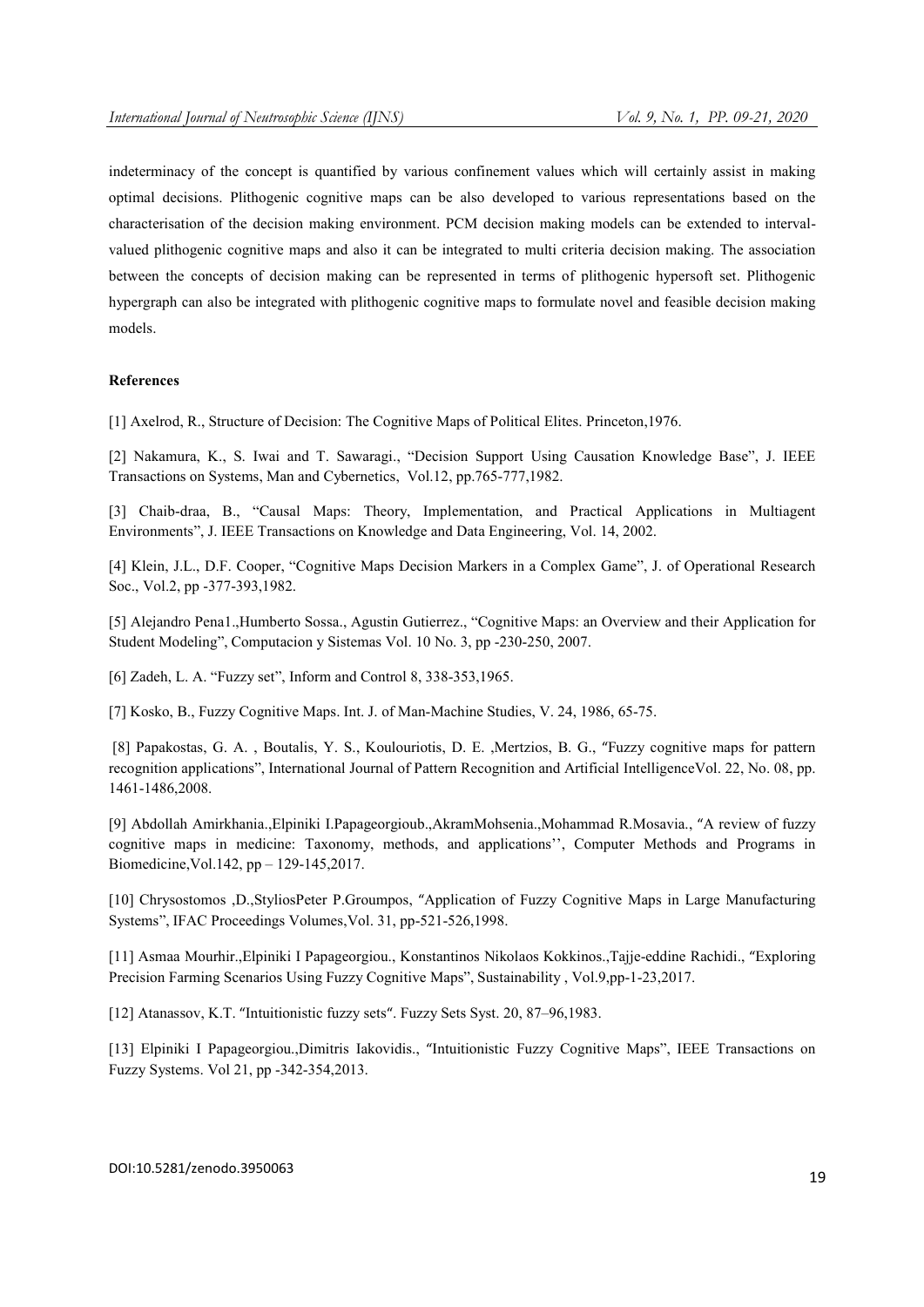indeterminacy of the concept is quantified by various confinement values which will certainly assist in making optimal decisions. Plithogenic cognitive maps can be also developed to various representations based on the characterisation of the decision making environment. PCM decision making models can be extended to interval-valued plithogenic cognitive maps and also it can be integrated to multi criteria decision making. The association between the concepts of decision making can be represented in terms of plithogenic hypersoft set. Plithogenic hypergraph can also be integrated with plithogenic cognitive maps to formulate novel and feasible decision making models.

**References**

[1] Axelrod, R., Structure of Decision: The Cognitive Maps of Political Elites. Princeton,1976.

[2] Nakamura, K., S. Iwai and T. Sawaragi., "Decision Support Using Causation Knowledge Base", J. IEEE Transactions on Systems, Man and Cybernetics, Vol.12, pp.765-777,1982.

[3] Chaib-draa, B., "Causal Maps: Theory, Implementation, and Practical Applications in Multiagent Environments", J. IEEE Transactions on Knowledge and Data Engineering, Vol. 14, 2002.

[4] Klein, J.L., D.F. Cooper, "Cognitive Maps Decision Markers in a Complex Game", J. of Operational Research Soc., Vol.2, pp -377-393,1982.

[5] Alejandro Pena1.,Humberto Sossa., Agustin Gutierrez., "Cognitive Maps: an Overview and their Application for Student Modeling", Computacion y Sistemas Vol. 10 No. 3, pp -230-250, 2007.

[6] Zadeh, L. A. "Fuzzy set", Inform and Control 8, 338-353,1965.

[7] Kosko, B., Fuzzy Cognitive Maps. Int. J. of Man-Machine Studies, V. 24, 1986, 65-75.

[8] Papakostas, G. A. , Boutalis, Y. S., Koulouriotis, D. E. ,Mertzios, B. G., "Fuzzy cognitive maps for pattern recognition applications", International Journal of Pattern Recognition and Artificial IntelligenceVol. 22, No. 08, pp. 1461-1486,2008.

[9] Abdollah Amirkhania.,Elpiniki I.Papageorgioub.,AkramMohsenia.,Mohammad R.Mosavia., "A review of fuzzy cognitive maps in medicine: Taxonomy, methods, and applications'', Computer Methods and Programs in Biomedicine,Vol.142, pp – 129-145,2017.

[10] Chrysostomos ,D.,StyliosPeter P.Groumpos, "Application of Fuzzy Cognitive Maps in Large Manufacturing Systems", IFAC Proceedings Volumes,Vol. 31, pp-521-526,1998.

[11] Asmaa Mourhir.,Elpiniki I Papageorgiou., Konstantinos Nikolaos Kokkinos.,Tajje-eddine Rachidi., "Exploring Precision Farming Scenarios Using Fuzzy Cognitive Maps", Sustainability , Vol.9,pp-1-23,2017.

[12] Atanassov, K.T. "Intuitionistic fuzzy sets". Fuzzy Sets Syst. 20, 87–96,1983.

[13] Elpiniki I Papageorgiou.,Dimitris Iakovidis., "Intuitionistic Fuzzy Cognitive Maps", IEEE Transactions on Fuzzy Systems. Vol 21, pp -342-354,2013.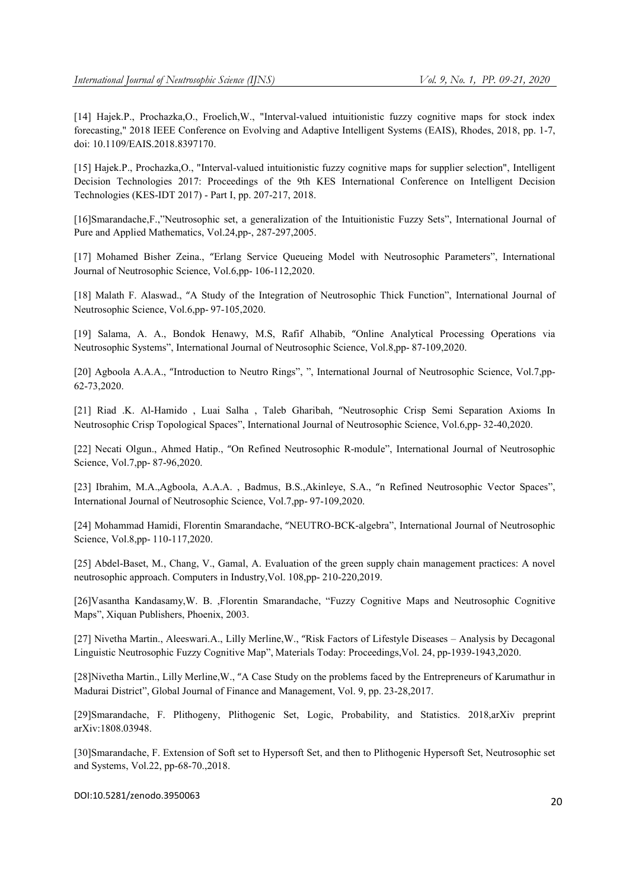[14] Hajek.P., Prochazka,O., Froelich,W., "Interval-valued intuitionistic fuzzy cognitive maps for stock index forecasting," 2018 IEEE Conference on Evolving and Adaptive Intelligent Systems (EAIS), Rhodes, 2018, pp. 1-7, doi: 10.1109/EAIS.2018.8397170.

[15] Hajek.P., Prochazka,O., "Interval-valued intuitionistic fuzzy cognitive maps for supplier selection", Intelligent Decision Technologies 2017: Proceedings of the 9th KES International Conference on Intelligent Decision Technologies (KES-IDT 2017) - Part I, pp. 207-217, 2018.

[16]Smarandache,F.,"Neutrosophic set, a generalization of the Intuitionistic Fuzzy Sets", International Journal of Pure and Applied Mathematics, Vol.24,pp-, 287-297,2005.

[17] Mohamed Bisher Zeina., "Erlang Service Queueing Model with Neutrosophic Parameters", International Journal of Neutrosophic Science, Vol.6,pp- 106-112,2020.

[18] Malath F. Alaswad., "A Study of the Integration of Neutrosophic Thick Function", International Journal of Neutrosophic Science, Vol.6,pp- 97-105,2020.

[19] Salama, A. A., Bondok Henawy, M.S, Rafif Alhabib, "Online Analytical Processing Operations via Neutrosophic Systems", International Journal of Neutrosophic Science, Vol.8,pp- 87-109,2020.

[20] Agboola A.A.A., "Introduction to Neutro Rings", ", International Journal of Neutrosophic Science, Vol.7,pp- 62-73,2020.

[21] Riad .K. Al-Hamido , Luai Salha , Taleb Gharibah, "Neutrosophic Crisp Semi Separation Axioms In Neutrosophic Crisp Topological Spaces", International Journal of Neutrosophic Science, Vol.6,pp- 32-40,2020.

[22] Necati Olgun., Ahmed Hatip., "On Refined Neutrosophic R-module", International Journal of Neutrosophic Science, Vol.7,pp- 87-96,2020.

[23] Ibrahim, M.A.,Agboola, A.A.A. , Badmus, B.S.,Akinleye, S.A., "n Refined Neutrosophic Vector Spaces", International Journal of Neutrosophic Science, Vol.7,pp- 97-109,2020.

[24] Mohammad Hamidi, Florentin Smarandache, "NEUTRO-BCK-algebra", International Journal of Neutrosophic Science, Vol.8,pp- 110-117,2020.

[25] Abdel-Baset, M., Chang, V., Gamal, A. Evaluation of the green supply chain management practices: A novel neutrosophic approach. Computers in Industry,Vol. 108,pp- 210-220,2019.

[26]Vasantha Kandasamy,W. B. ,Florentin Smarandache, "Fuzzy Cognitive Maps and Neutrosophic Cognitive Maps", Xiquan Publishers, Phoenix, 2003.

[27] Nivetha Martin., Aleeswari.A., Lilly Merline,W., "Risk Factors of Lifestyle Diseases – Analysis by Decagonal Linguistic Neutrosophic Fuzzy Cognitive Map", Materials Today: Proceedings,Vol. 24, pp-1939-1943,2020.

[28]Nivetha Martin., Lilly Merline,W., "A Case Study on the problems faced by the Entrepreneurs of Karumathur in Madurai District", Global Journal of Finance and Management, Vol. 9, pp. 23-28,2017.

[29]Smarandache, F. Plithogeny, Plithogenic Set, Logic, Probability, and Statistics. 2018,arXiv preprint arXiv:1808.03948.

[30]Smarandache, F. Extension of Soft set to Hypersoft Set, and then to Plithogenic Hypersoft Set, Neutrosophic set and Systems, Vol.22, pp-68-70.,2018.

DOI:10.5281/zenodo.3950063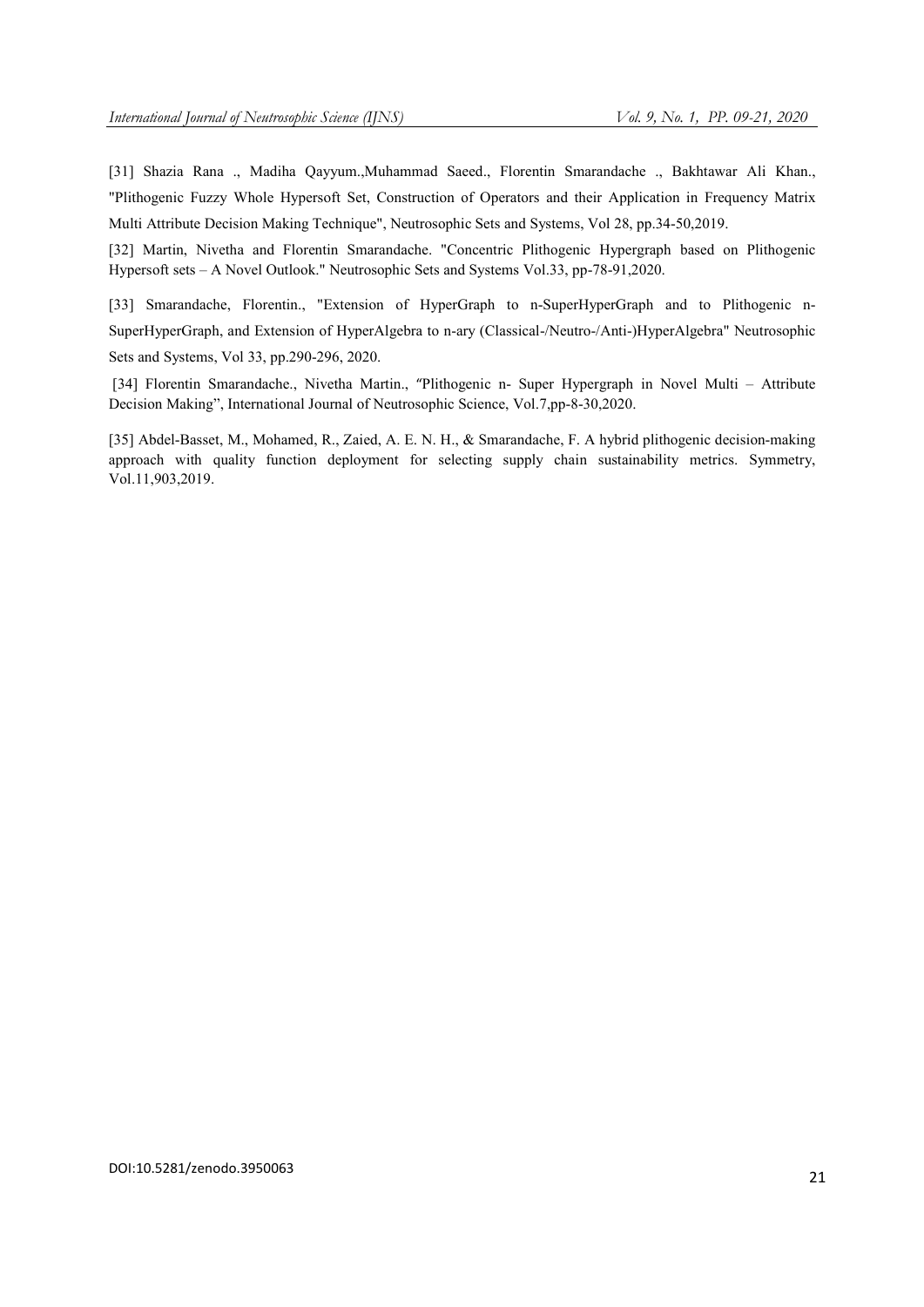[31] Shazia Rana ., Madiha Qayyum.,Muhammad Saeed., Florentin Smarandache ., Bakhtawar Ali Khan., "Plithogenic Fuzzy Whole Hypersoft Set, Construction of Operators and their Application in Frequency Matrix Multi Attribute Decision Making Technique", Neutrosophic Sets and Systems, Vol 28, pp.34-50,2019.

[32] Martin, Nivetha and Florentin Smarandache. "Concentric Plithogenic Hypergraph based on Plithogenic Hypersoft sets – A Novel Outlook." Neutrosophic Sets and Systems Vol.33, pp-78-91,2020.

[33] Smarandache, Florentin., "Extension of HyperGraph to n-SuperHyperGraph and to Plithogenic n-SuperHyperGraph, and Extension of HyperAlgebra to n-ary (Classical-/Neutro-/Anti-)HyperAlgebra" Neutrosophic Sets and Systems, Vol 33, pp.290-296, 2020.

[34] Florentin Smarandache., Nivetha Martin., "Plithogenic n- Super Hypergraph in Novel Multi – Attribute Decision Making", International Journal of Neutrosophic Science, Vol.7,pp-8-30,2020.

[35] Abdel-Basset, M., Mohamed, R., Zaied, A. E. N. H., & Smarandache, F. A hybrid plithogenic decision-making approach with quality function deployment for selecting supply chain sustainability metrics. Symmetry, Vol.11,903,2019.

DOI:10.5281/zenodo.3950063